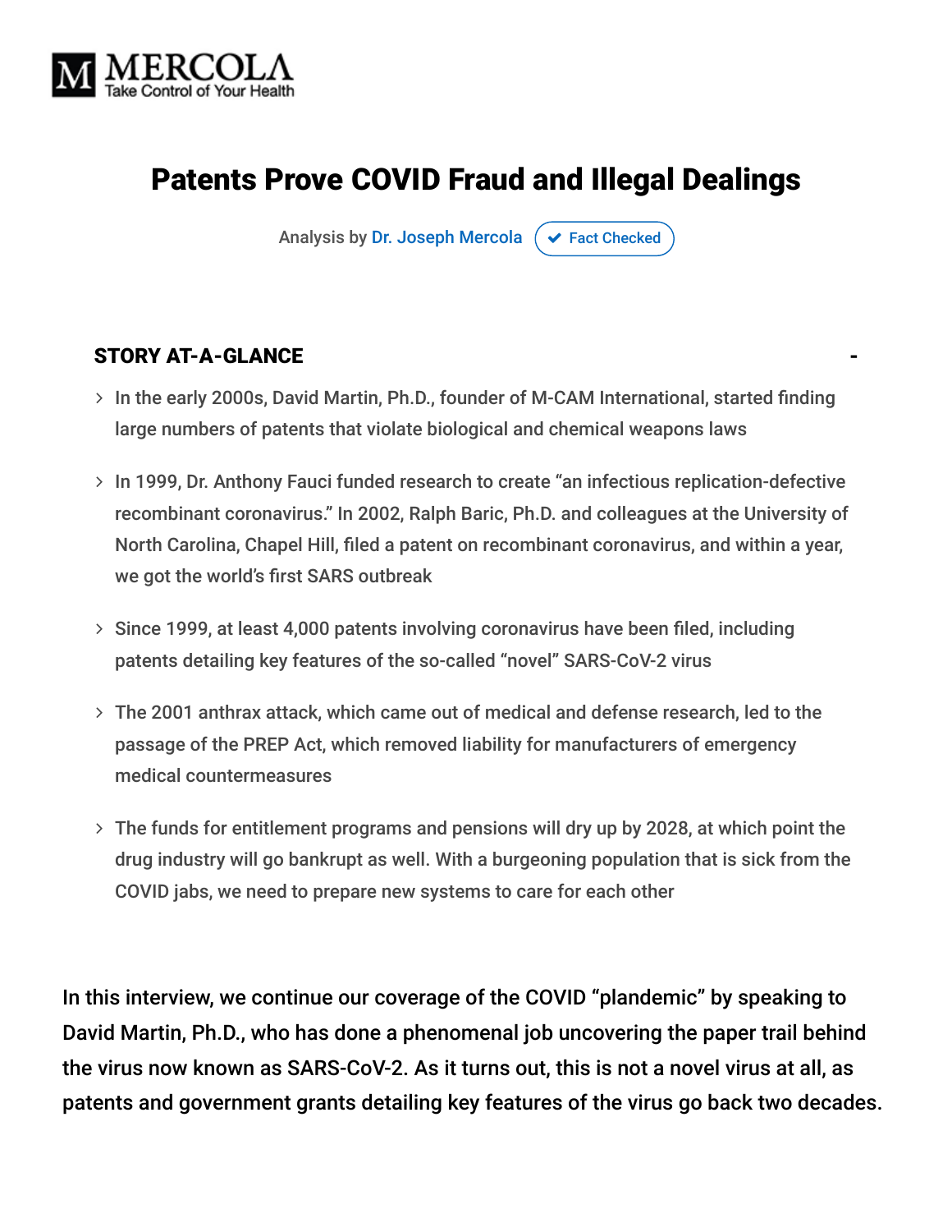# Patents Prove COVID Fraud and Illegal Dealings

Analysis by Dr. Joseph Mercola ✔ Fact Checked

## STORY AT-A-GLANCE

- In the early 2000s, David Martin, Ph.D., founder of M-CAM International, started finding large numbers of patents that violate biological and chemical weapons laws
- In 1999, Dr. Anthony Fauci funded research to create "an infectious replication-defective recombinant coronavirus." In 2002, Ralph Baric, Ph.D. and colleagues at the University of North Carolina, Chapel Hill, filed a patent on recombinant coronavirus, and within a year, we got the world's first SARS outbreak
- Since 1999, at least 4,000 patents involving coronavirus have been filed, including patents detailing key features of the so-called "novel" SARS-CoV-2 virus
- The 2001 anthrax attack, which came out of medical and defense research, led to the passage of the PREP Act, which removed liability for manufacturers of emergency medical countermeasures
- The funds for entitlement programs and pensions will dry up by 2028, at which point the drug industry will go bankrupt as well. With a burgeoning population that is sick from the COVID jabs, we need to prepare new systems to care for each other

In this interview, we continue our coverage of the COVID "plandemic" by speaking to David Martin, Ph.D., who has done a phenomenal job uncovering the paper trail behind the virus now known as SARS-CoV-2. As it turns out, this is not a novel virus at all, as patents and government grants detailing key features of the virus go back two decades.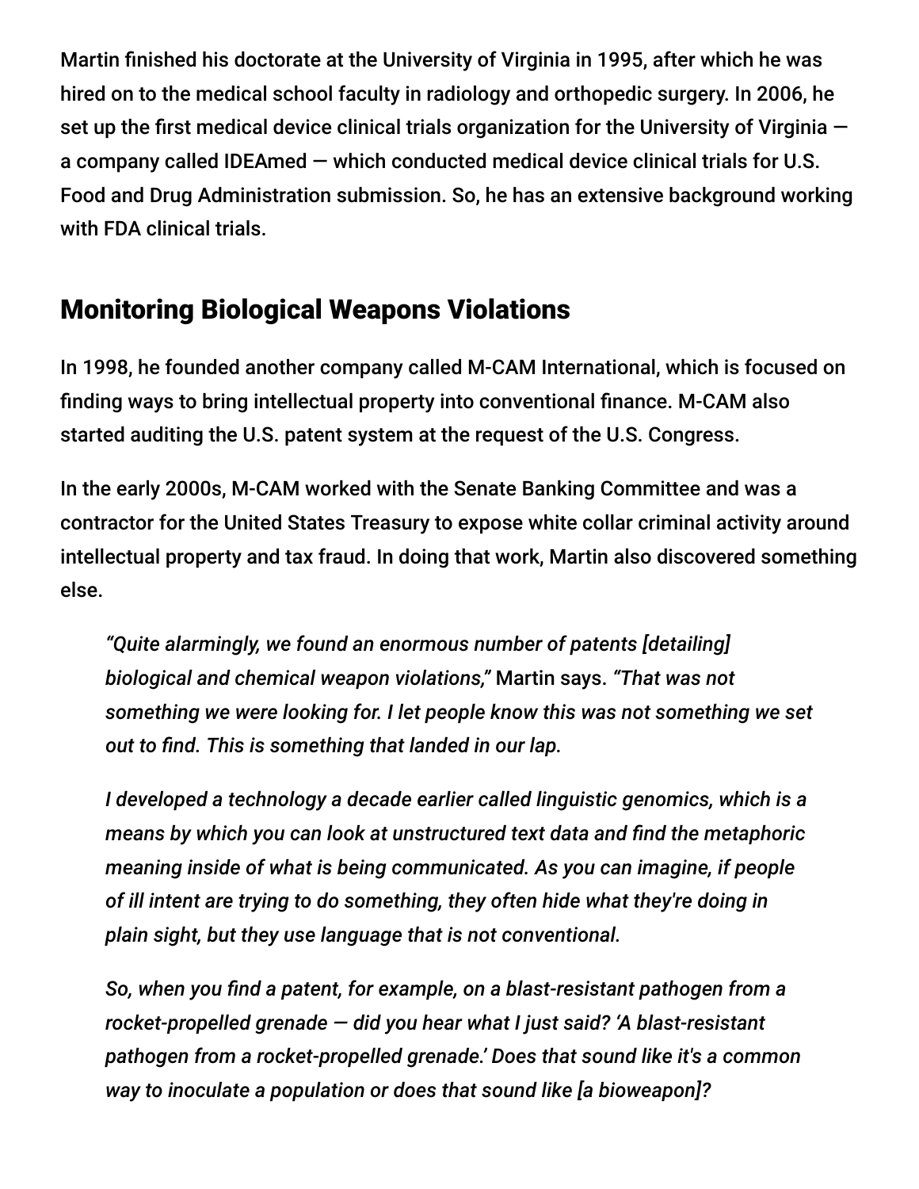Martin finished his doctorate at the University of Virginia in 1995, after which he was hired on to the medical school faculty in radiology and orthopedic surgery. In 2006, he set up the first medical device clinical trials organization for the University of Virginia — a company called IDEAmed — which conducted medical device clinical trials for U.S. Food and Drug Administration submission. So, he has an extensive background working with FDA clinical trials.

## Monitoring Biological Weapons Violations

In 1998, he founded another company called M-CAM International, which is focused on finding ways to bring intellectual property into conventional finance. M-CAM also started auditing the U.S. patent system at the request of the U.S. Congress.

In the early 2000s, M-CAM worked with the Senate Banking Committee and was a contractor for the United States Treasury to expose white collar criminal activity around intellectual property and tax fraud. In doing that work, Martin also discovered something else.

> *"Quite alarmingly, we found an enormous number of patents [detailing] biological and chemical weapon violations,"* Martin says. *"That was not something we were looking for. I let people know this was not something we set out to find. This is something that landed in our lap.*
>
> *I developed a technology a decade earlier called linguistic genomics, which is a means by which you can look at unstructured text data and find the metaphoric meaning inside of what is being communicated. As you can imagine, if people of ill intent are trying to do something, they often hide what they're doing in plain sight, but they use language that is not conventional.*
>
> *So, when you find a patent, for example, on a blast-resistant pathogen from a rocket-propelled grenade — did you hear what I just said? 'A blast-resistant pathogen from a rocket-propelled grenade.' Does that sound like it's a common way to inoculate a population or does that sound like [a bioweapon]?*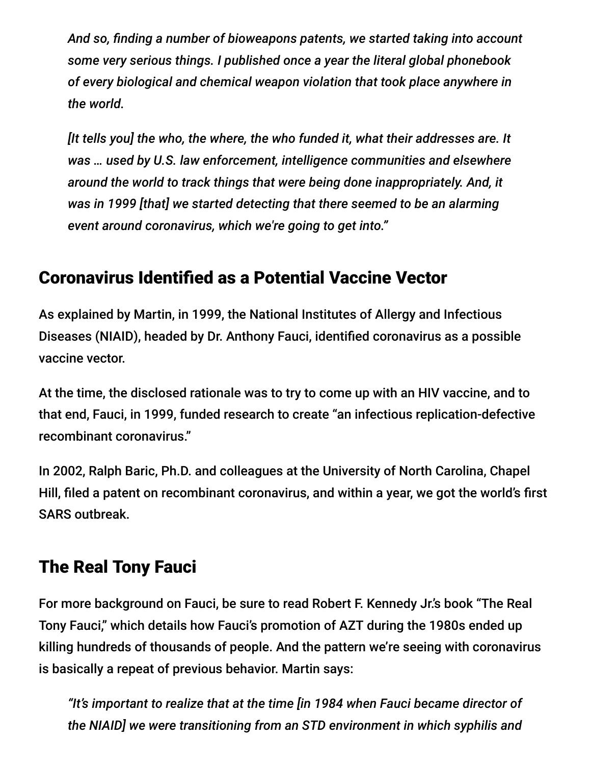*And so, finding a number of bioweapons patents, we started taking into account some very serious things. I published once a year the literal global phonebook of every biological and chemical weapon violation that took place anywhere in the world.*

*[It tells you] the who, the where, the who funded it, what their addresses are. It was … used by U.S. law enforcement, intelligence communities and elsewhere around the world to track things that were being done inappropriately. And, it was in 1999 [that] we started detecting that there seemed to be an alarming event around coronavirus, which we're going to get into."*

## Coronavirus Identified as a Potential Vaccine Vector

As explained by Martin, in 1999, the National Institutes of Allergy and Infectious Diseases (NIAID), headed by Dr. Anthony Fauci, identified coronavirus as a possible vaccine vector.

At the time, the disclosed rationale was to try to come up with an HIV vaccine, and to that end, Fauci, in 1999, funded research to create "an infectious replication-defective recombinant coronavirus."

In 2002, Ralph Baric, Ph.D. and colleagues at the University of North Carolina, Chapel Hill, filed a patent on recombinant coronavirus, and within a year, we got the world's first SARS outbreak.

## The Real Tony Fauci

For more background on Fauci, be sure to read Robert F. Kennedy Jr.'s book "The Real Tony Fauci," which details how Fauci's promotion of AZT during the 1980s ended up killing hundreds of thousands of people. And the pattern we're seeing with coronavirus is basically a repeat of previous behavior. Martin says:

*"It's important to realize that at the time [in 1984 when Fauci became director of the NIAID] we were transitioning from an STD environment in which syphilis and*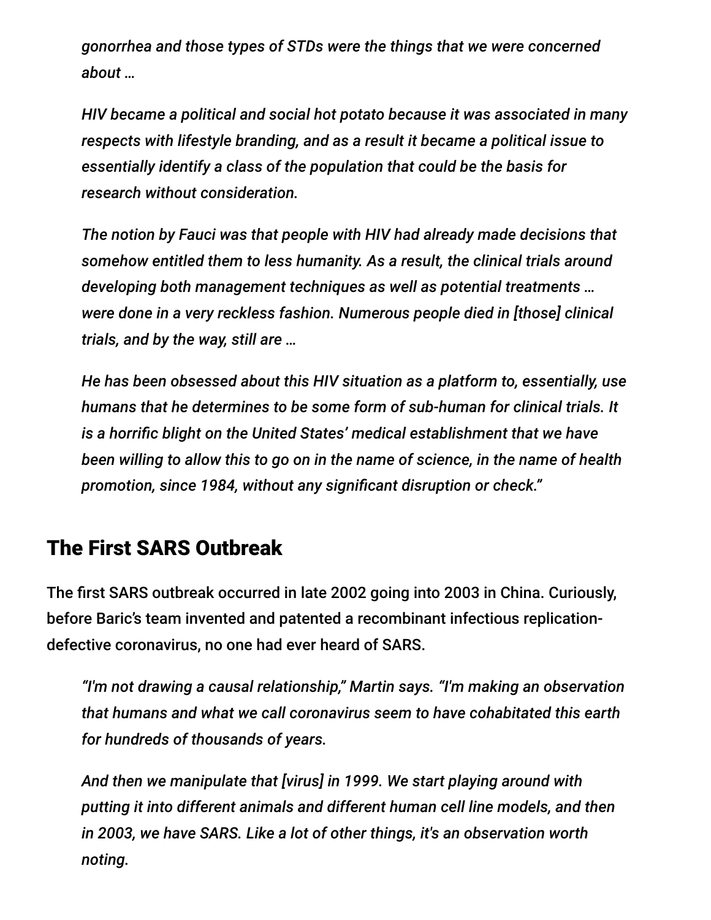*gonorrhea and those types of STDs were the things that we were concerned about …*

*HIV became a political and social hot potato because it was associated in many respects with lifestyle branding, and as a result it became a political issue to essentially identify a class of the population that could be the basis for research without consideration.*

*The notion by Fauci was that people with HIV had already made decisions that somehow entitled them to less humanity. As a result, the clinical trials around developing both management techniques as well as potential treatments … were done in a very reckless fashion. Numerous people died in [those] clinical trials, and by the way, still are …*

*He has been obsessed about this HIV situation as a platform to, essentially, use humans that he determines to be some form of sub-human for clinical trials. It is a horrific blight on the United States' medical establishment that we have been willing to allow this to go on in the name of science, in the name of health promotion, since 1984, without any significant disruption or check."*

## The First SARS Outbreak

The first SARS outbreak occurred in late 2002 going into 2003 in China. Curiously, before Baric's team invented and patented a recombinant infectious replication-defective coronavirus, no one had ever heard of SARS.

*"I'm not drawing a causal relationship," Martin says. "I'm making an observation that humans and what we call coronavirus seem to have cohabitated this earth for hundreds of thousands of years.*

*And then we manipulate that [virus] in 1999. We start playing around with putting it into different animals and different human cell line models, and then in 2003, we have SARS. Like a lot of other things, it's an observation worth noting.*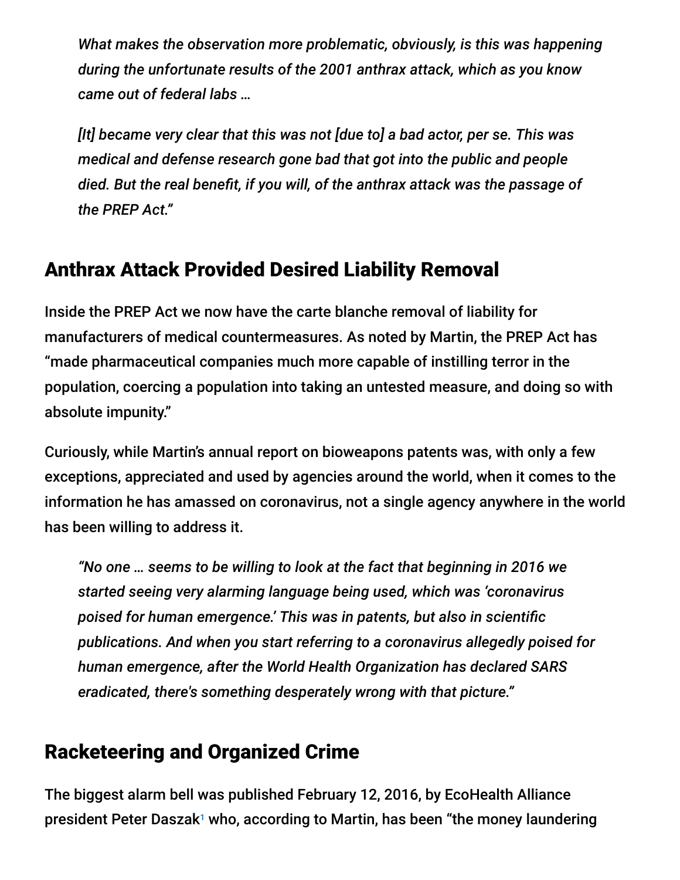> *What makes the observation more problematic, obviously, is this was happening during the unfortunate results of the 2001 anthrax attack, which as you know came out of federal labs …*
>
> *[It] became very clear that this was not [due to] a bad actor, per se. This was medical and defense research gone bad that got into the public and people died. But the real benefit, if you will, of the anthrax attack was the passage of the PREP Act."*

## Anthrax Attack Provided Desired Liability Removal

Inside the PREP Act we now have the carte blanche removal of liability for manufacturers of medical countermeasures. As noted by Martin, the PREP Act has "made pharmaceutical companies much more capable of instilling terror in the population, coercing a population into taking an untested measure, and doing so with absolute impunity."

Curiously, while Martin's annual report on bioweapons patents was, with only a few exceptions, appreciated and used by agencies around the world, when it comes to the information he has amassed on coronavirus, not a single agency anywhere in the world has been willing to address it.

> *"No one … seems to be willing to look at the fact that beginning in 2016 we started seeing very alarming language being used, which was 'coronavirus poised for human emergence.' This was in patents, but also in scientific publications. And when you start referring to a coronavirus allegedly poised for human emergence, after the World Health Organization has declared SARS eradicated, there's something desperately wrong with that picture."*

## Racketeering and Organized Crime

The biggest alarm bell was published February 12, 2016, by EcoHealth Alliance president Peter Daszak[1] who, according to Martin, has been "the money laundering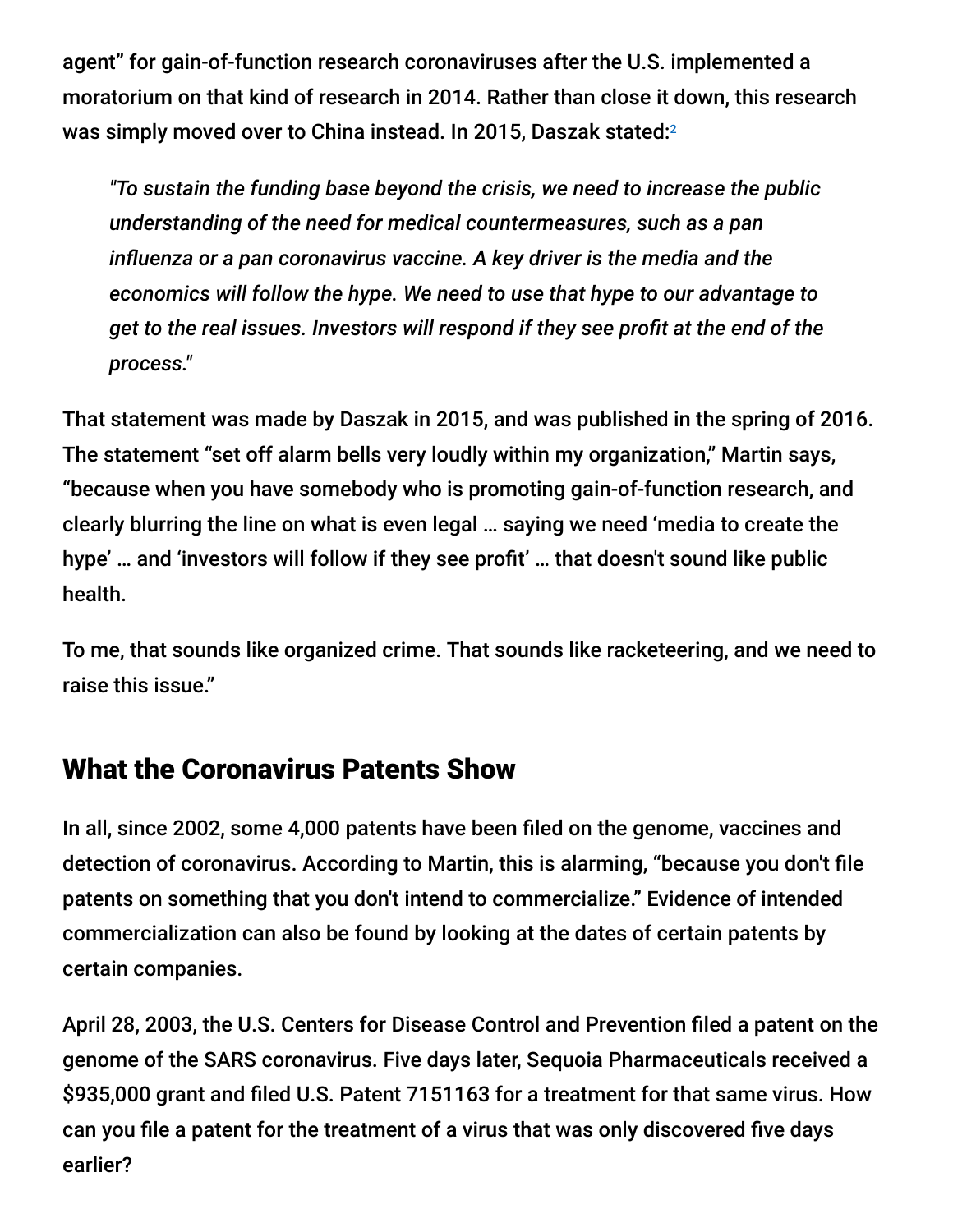agent" for gain-of-function research coronaviruses after the U.S. implemented a moratorium on that kind of research in 2014. Rather than close it down, this research was simply moved over to China instead. In 2015, Daszak stated:[2]

> *"To sustain the funding base beyond the crisis, we need to increase the public understanding of the need for medical countermeasures, such as a pan influenza or a pan coronavirus vaccine. A key driver is the media and the economics will follow the hype. We need to use that hype to our advantage to get to the real issues. Investors will respond if they see profit at the end of the process."*

That statement was made by Daszak in 2015, and was published in the spring of 2016. The statement "set off alarm bells very loudly within my organization," Martin says, "because when you have somebody who is promoting gain-of-function research, and clearly blurring the line on what is even legal … saying we need 'media to create the hype' … and 'investors will follow if they see profit' … that doesn't sound like public health.

To me, that sounds like organized crime. That sounds like racketeering, and we need to raise this issue."

## What the Coronavirus Patents Show

In all, since 2002, some 4,000 patents have been filed on the genome, vaccines and detection of coronavirus. According to Martin, this is alarming, "because you don't file patents on something that you don't intend to commercialize." Evidence of intended commercialization can also be found by looking at the dates of certain patents by certain companies.

April 28, 2003, the U.S. Centers for Disease Control and Prevention filed a patent on the genome of the SARS coronavirus. Five days later, Sequoia Pharmaceuticals received a $935,000 grant and filed U.S. Patent 7151163 for a treatment for that same virus. How can you file a patent for the treatment of a virus that was only discovered five days earlier?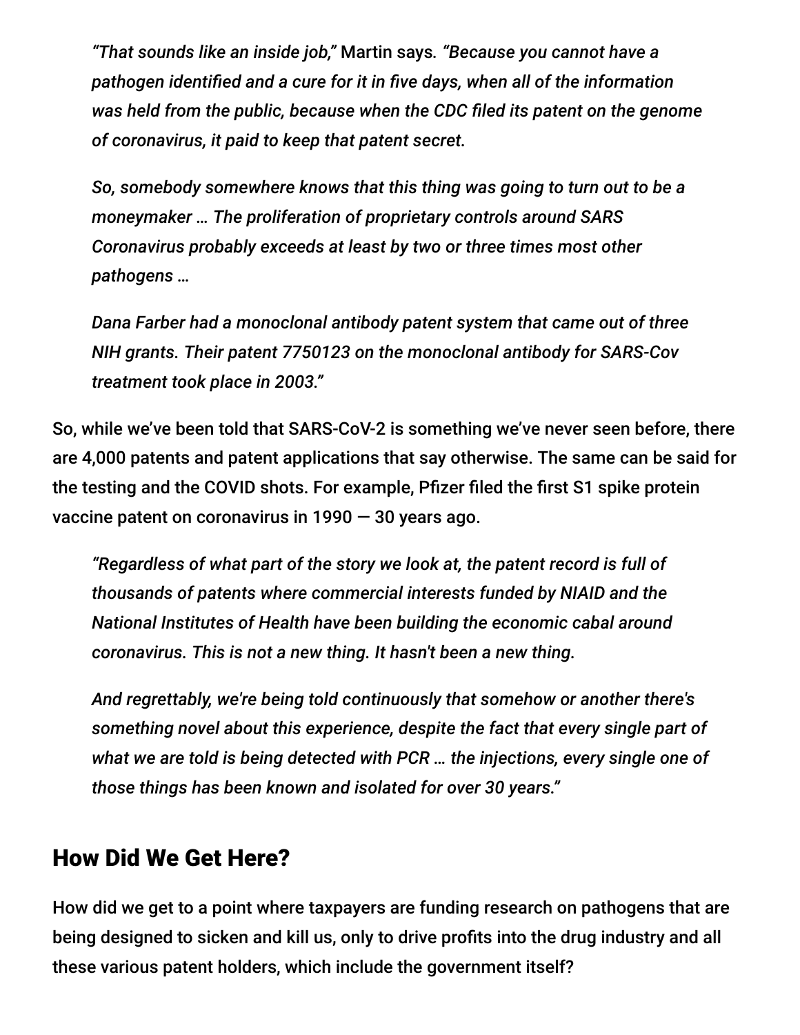> *"That sounds like an inside job,"* Martin says. *"Because you cannot have a pathogen identified and a cure for it in five days, when all of the information was held from the public, because when the CDC filed its patent on the genome of coronavirus, it paid to keep that patent secret.*
>
> *So, somebody somewhere knows that this thing was going to turn out to be a moneymaker … The proliferation of proprietary controls around SARS Coronavirus probably exceeds at least by two or three times most other pathogens …*
>
> *Dana Farber had a monoclonal antibody patent system that came out of three NIH grants. Their patent 7750123 on the monoclonal antibody for SARS-Cov treatment took place in 2003."*

So, while we've been told that SARS-CoV-2 is something we've never seen before, there are 4,000 patents and patent applications that say otherwise. The same can be said for the testing and the COVID shots. For example, Pfizer filed the first S1 spike protein vaccine patent on coronavirus in 1990 — 30 years ago.

> *"Regardless of what part of the story we look at, the patent record is full of thousands of patents where commercial interests funded by NIAID and the National Institutes of Health have been building the economic cabal around coronavirus. This is not a new thing. It hasn't been a new thing.*
>
> *And regrettably, we're being told continuously that somehow or another there's something novel about this experience, despite the fact that every single part of what we are told is being detected with PCR … the injections, every single one of those things has been known and isolated for over 30 years."*

## How Did We Get Here?

How did we get to a point where taxpayers are funding research on pathogens that are being designed to sicken and kill us, only to drive profits into the drug industry and all these various patent holders, which include the government itself?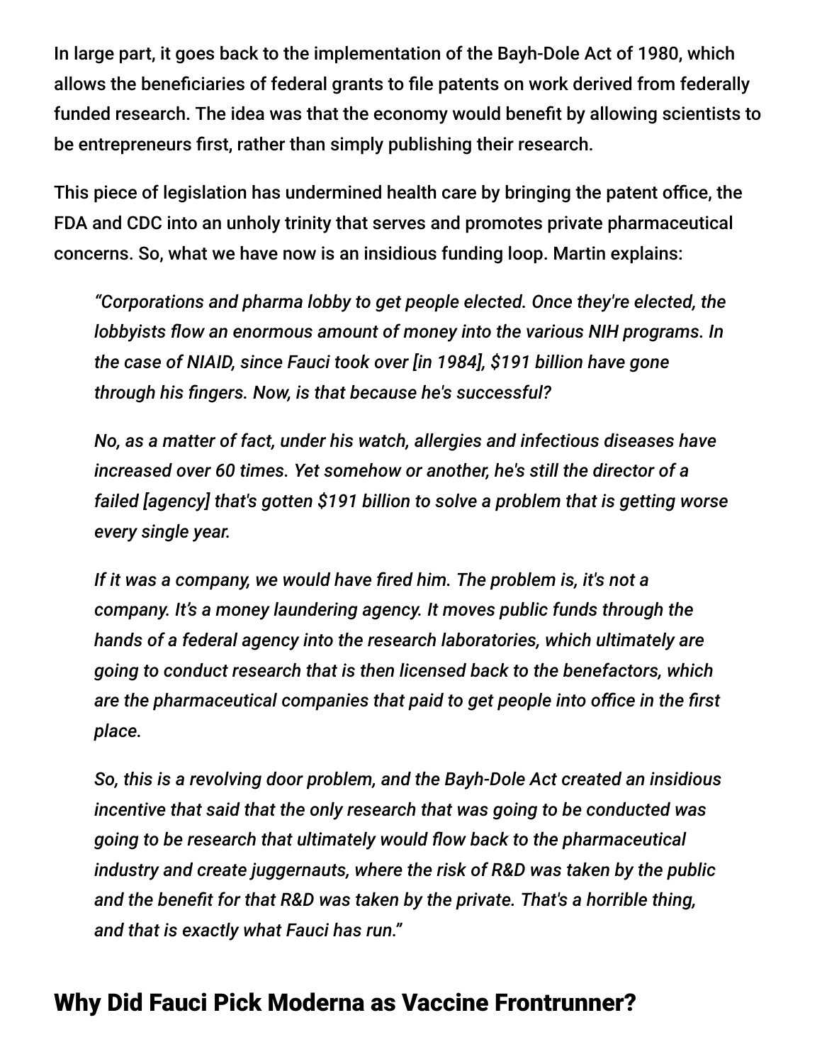In large part, it goes back to the implementation of the Bayh-Dole Act of 1980, which allows the beneficiaries of federal grants to file patents on work derived from federally funded research. The idea was that the economy would benefit by allowing scientists to be entrepreneurs first, rather than simply publishing their research.

This piece of legislation has undermined health care by bringing the patent office, the FDA and CDC into an unholy trinity that serves and promotes private pharmaceutical concerns. So, what we have now is an insidious funding loop. Martin explains:

> *"Corporations and pharma lobby to get people elected. Once they're elected, the lobbyists flow an enormous amount of money into the various NIH programs. In the case of NIAID, since Fauci took over [in 1984], $191 billion have gone through his fingers. Now, is that because he's successful?*
>
> *No, as a matter of fact, under his watch, allergies and infectious diseases have increased over 60 times. Yet somehow or another, he's still the director of a failed [agency] that's gotten $191 billion to solve a problem that is getting worse every single year.*
>
> *If it was a company, we would have fired him. The problem is, it's not a company. It's a money laundering agency. It moves public funds through the hands of a federal agency into the research laboratories, which ultimately are going to conduct research that is then licensed back to the benefactors, which are the pharmaceutical companies that paid to get people into office in the first place.*
>
> *So, this is a revolving door problem, and the Bayh-Dole Act created an insidious incentive that said that the only research that was going to be conducted was going to be research that ultimately would flow back to the pharmaceutical industry and create juggernauts, where the risk of R&D was taken by the public and the benefit for that R&D was taken by the private. That's a horrible thing, and that is exactly what Fauci has run."*

## Why Did Fauci Pick Moderna as Vaccine Frontrunner?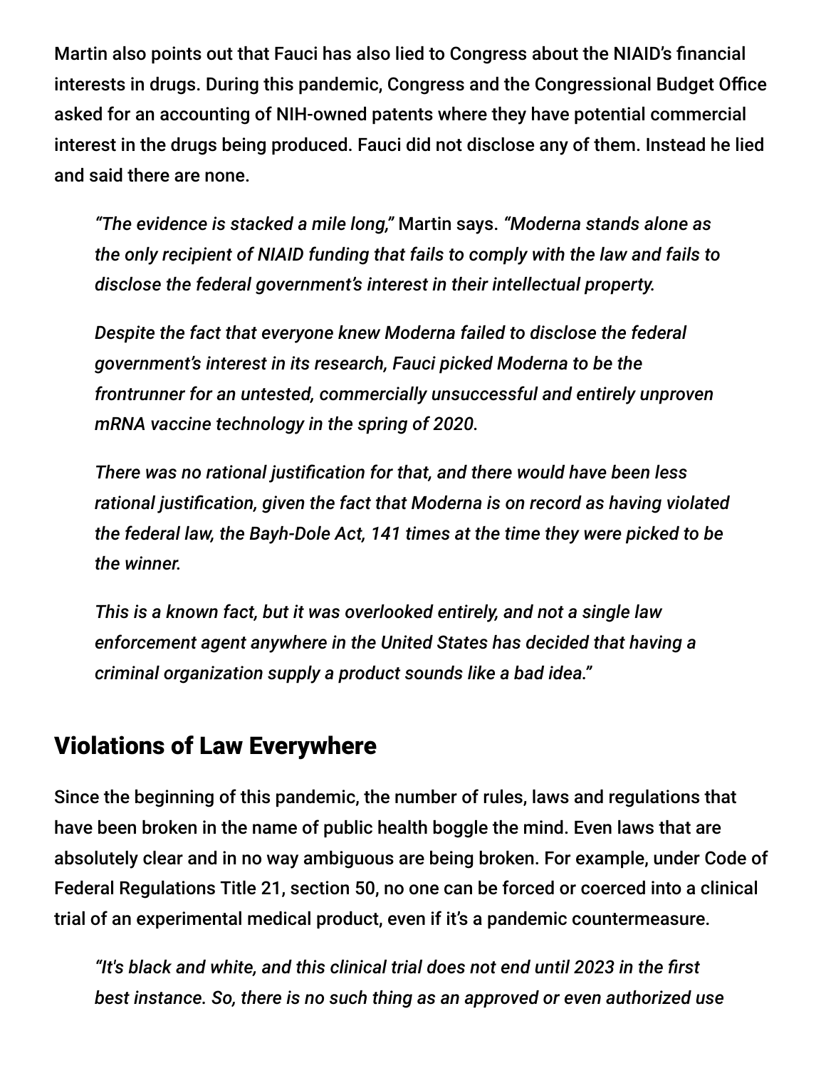Martin also points out that Fauci has also lied to Congress about the NIAID's financial interests in drugs. During this pandemic, Congress and the Congressional Budget Office asked for an accounting of NIH-owned patents where they have potential commercial interest in the drugs being produced. Fauci did not disclose any of them. Instead he lied and said there are none.

> *"The evidence is stacked a mile long,"* Martin says. *"Moderna stands alone as the only recipient of NIAID funding that fails to comply with the law and fails to disclose the federal government's interest in their intellectual property.*
>
> *Despite the fact that everyone knew Moderna failed to disclose the federal government's interest in its research, Fauci picked Moderna to be the frontrunner for an untested, commercially unsuccessful and entirely unproven mRNA vaccine technology in the spring of 2020.*
>
> *There was no rational justification for that, and there would have been less rational justification, given the fact that Moderna is on record as having violated the federal law, the Bayh-Dole Act, 141 times at the time they were picked to be the winner.*
>
> *This is a known fact, but it was overlooked entirely, and not a single law enforcement agent anywhere in the United States has decided that having a criminal organization supply a product sounds like a bad idea."*

## Violations of Law Everywhere

Since the beginning of this pandemic, the number of rules, laws and regulations that have been broken in the name of public health boggle the mind. Even laws that are absolutely clear and in no way ambiguous are being broken. For example, under Code of Federal Regulations Title 21, section 50, no one can be forced or coerced into a clinical trial of an experimental medical product, even if it's a pandemic countermeasure.

> *"It's black and white, and this clinical trial does not end until 2023 in the first best instance. So, there is no such thing as an approved or even authorized use*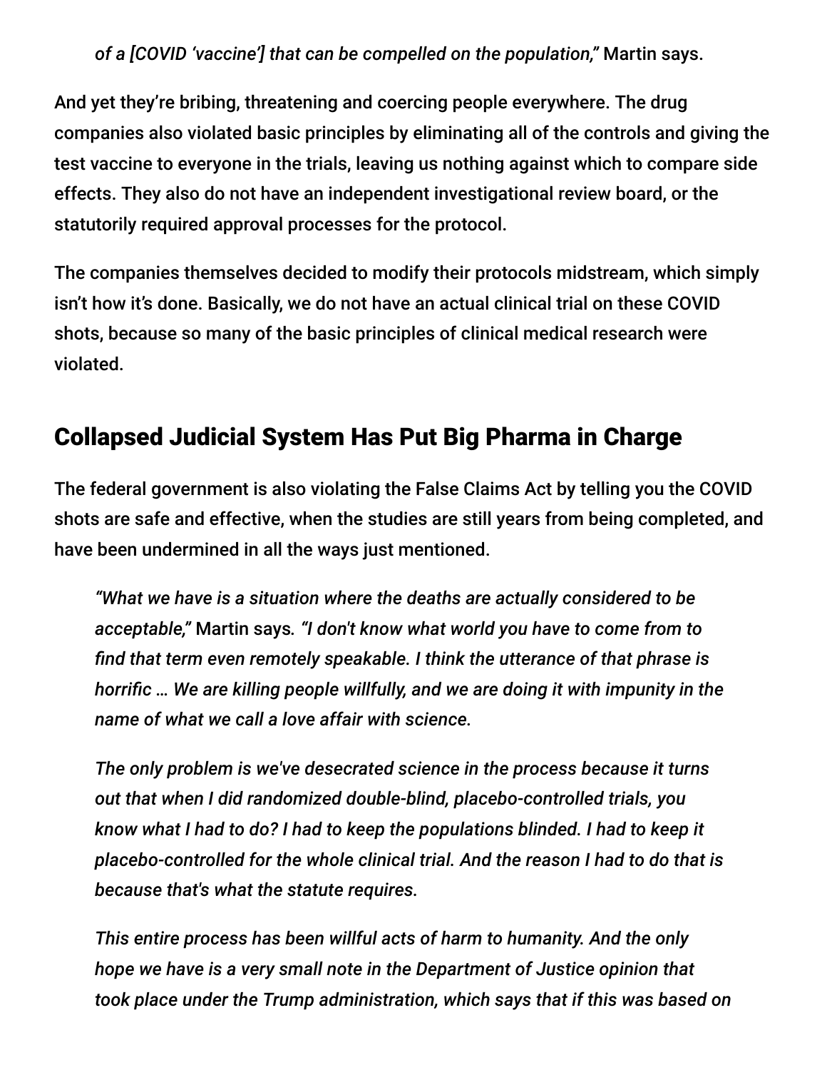*of a [COVID 'vaccine'] that can be compelled on the population,"* Martin says.

And yet they're bribing, threatening and coercing people everywhere. The drug companies also violated basic principles by eliminating all of the controls and giving the test vaccine to everyone in the trials, leaving us nothing against which to compare side effects. They also do not have an independent investigational review board, or the statutorily required approval processes for the protocol.

The companies themselves decided to modify their protocols midstream, which simply isn't how it's done. Basically, we do not have an actual clinical trial on these COVID shots, because so many of the basic principles of clinical medical research were violated.

## Collapsed Judicial System Has Put Big Pharma in Charge

The federal government is also violating the False Claims Act by telling you the COVID shots are safe and effective, when the studies are still years from being completed, and have been undermined in all the ways just mentioned.

> *"What we have is a situation where the deaths are actually considered to be acceptable,"* Martin says. *"I don't know what world you have to come from to find that term even remotely speakable. I think the utterance of that phrase is horrific … We are killing people willfully, and we are doing it with impunity in the name of what we call a love affair with science.*
>
> *The only problem is we've desecrated science in the process because it turns out that when I did randomized double-blind, placebo-controlled trials, you know what I had to do? I had to keep the populations blinded. I had to keep it placebo-controlled for the whole clinical trial. And the reason I had to do that is because that's what the statute requires.*
>
> *This entire process has been willful acts of harm to humanity. And the only hope we have is a very small note in the Department of Justice opinion that took place under the Trump administration, which says that if this was based on*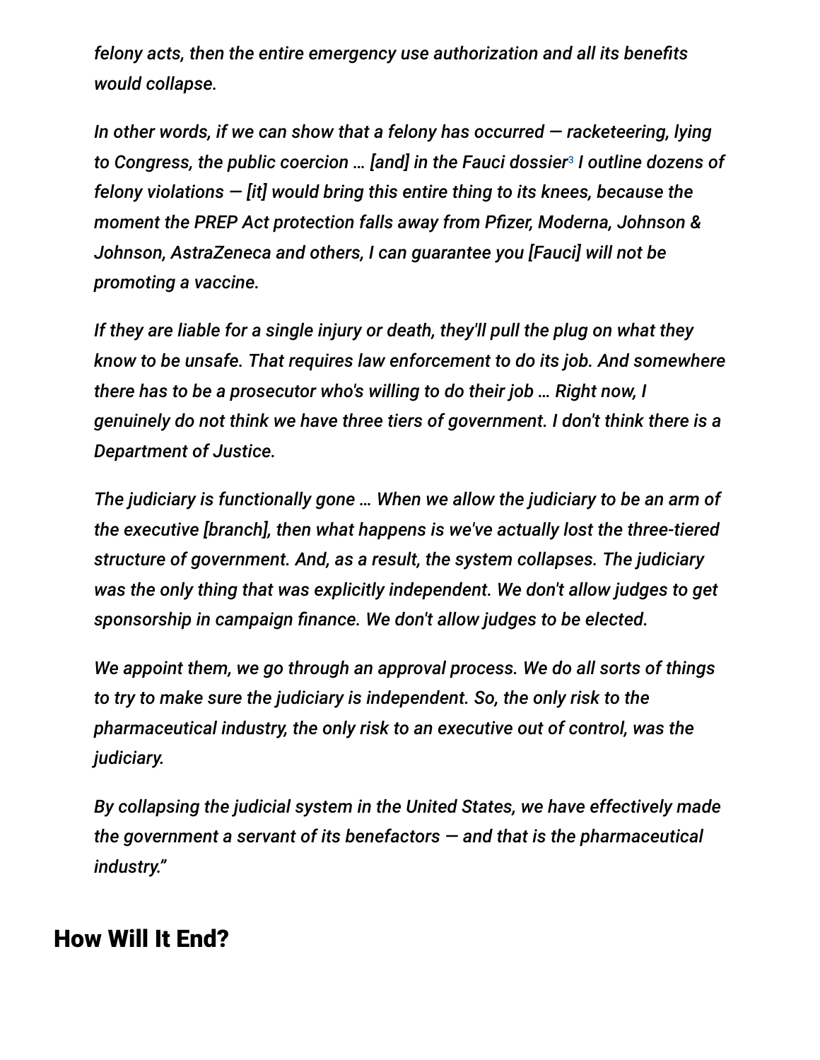*felony acts, then the entire emergency use authorization and all its benefits would collapse.*

*In other words, if we can show that a felony has occurred — racketeering, lying to Congress, the public coercion … [and] in the Fauci dossier[3] I outline dozens of felony violations — [it] would bring this entire thing to its knees, because the moment the PREP Act protection falls away from Pfizer, Moderna, Johnson & Johnson, AstraZeneca and others, I can guarantee you [Fauci] will not be promoting a vaccine.*

*If they are liable for a single injury or death, they'll pull the plug on what they know to be unsafe. That requires law enforcement to do its job. And somewhere there has to be a prosecutor who's willing to do their job … Right now, I genuinely do not think we have three tiers of government. I don't think there is a Department of Justice.*

*The judiciary is functionally gone … When we allow the judiciary to be an arm of the executive [branch], then what happens is we've actually lost the three-tiered structure of government. And, as a result, the system collapses. The judiciary was the only thing that was explicitly independent. We don't allow judges to get sponsorship in campaign finance. We don't allow judges to be elected.*

*We appoint them, we go through an approval process. We do all sorts of things to try to make sure the judiciary is independent. So, the only risk to the pharmaceutical industry, the only risk to an executive out of control, was the judiciary.*

*By collapsing the judicial system in the United States, we have effectively made the government a servant of its benefactors — and that is the pharmaceutical industry."*

## How Will It End?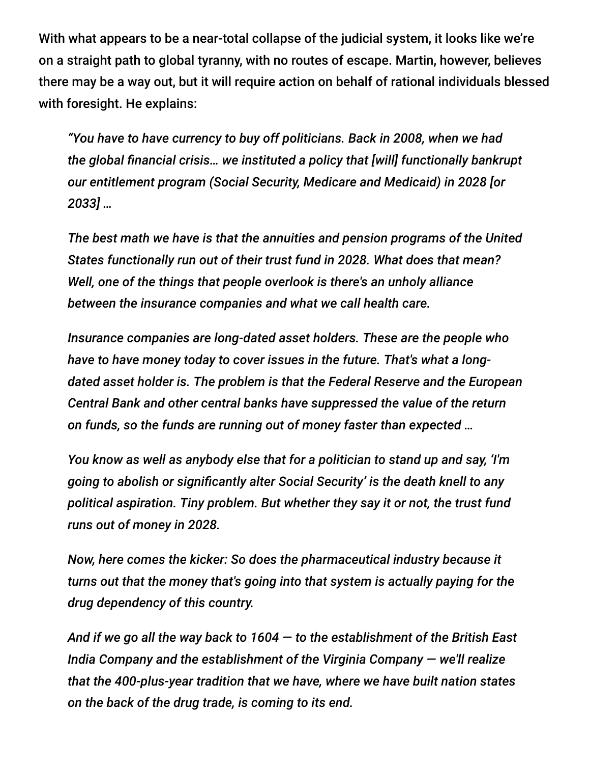With what appears to be a near-total collapse of the judicial system, it looks like we're on a straight path to global tyranny, with no routes of escape. Martin, however, believes there may be a way out, but it will require action on behalf of rational individuals blessed with foresight. He explains:

> *"You have to have currency to buy off politicians. Back in 2008, when we had the global financial crisis… we instituted a policy that [will] functionally bankrupt our entitlement program (Social Security, Medicare and Medicaid) in 2028 [or 2033] …*
>
> *The best math we have is that the annuities and pension programs of the United States functionally run out of their trust fund in 2028. What does that mean? Well, one of the things that people overlook is there's an unholy alliance between the insurance companies and what we call health care.*
>
> *Insurance companies are long-dated asset holders. These are the people who have to have money today to cover issues in the future. That's what a long-dated asset holder is. The problem is that the Federal Reserve and the European Central Bank and other central banks have suppressed the value of the return on funds, so the funds are running out of money faster than expected …*
>
> *You know as well as anybody else that for a politician to stand up and say, 'I'm going to abolish or significantly alter Social Security' is the death knell to any political aspiration. Tiny problem. But whether they say it or not, the trust fund runs out of money in 2028.*
>
> *Now, here comes the kicker: So does the pharmaceutical industry because it turns out that the money that's going into that system is actually paying for the drug dependency of this country.*
>
> *And if we go all the way back to 1604 — to the establishment of the British East India Company and the establishment of the Virginia Company — we'll realize that the 400-plus-year tradition that we have, where we have built nation states on the back of the drug trade, is coming to its end.*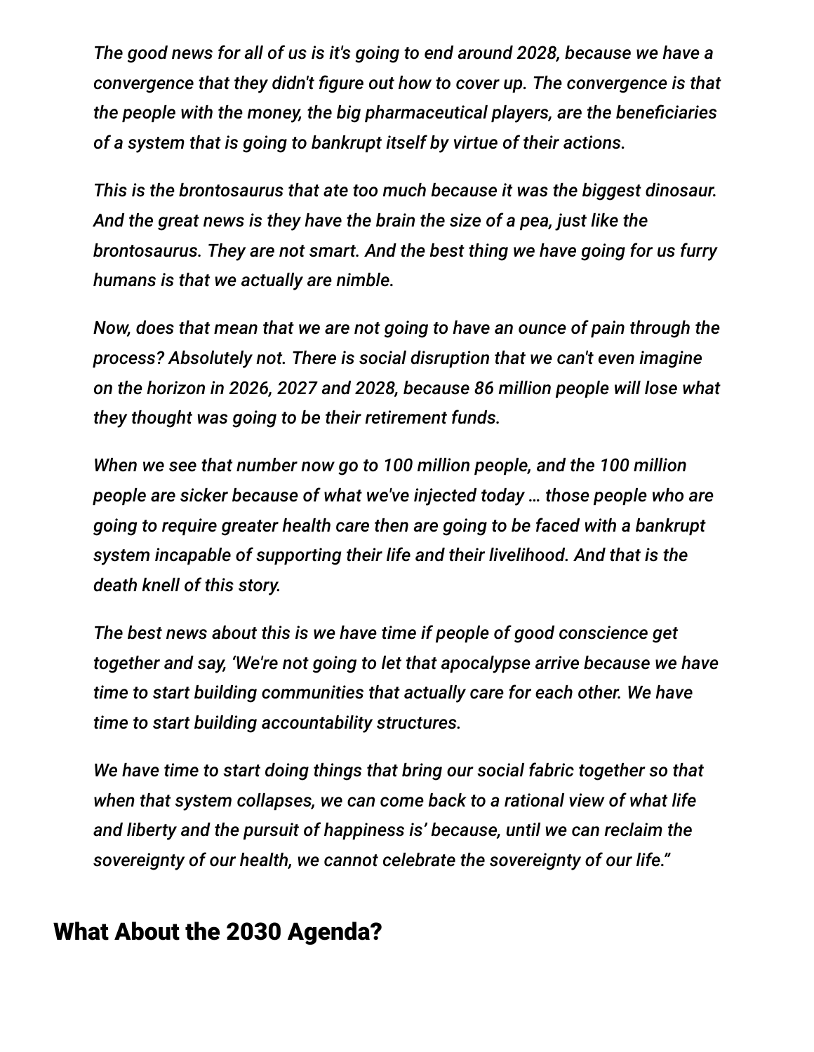*The good news for all of us is it's going to end around 2028, because we have a convergence that they didn't figure out how to cover up. The convergence is that the people with the money, the big pharmaceutical players, are the beneficiaries of a system that is going to bankrupt itself by virtue of their actions.*

*This is the brontosaurus that ate too much because it was the biggest dinosaur. And the great news is they have the brain the size of a pea, just like the brontosaurus. They are not smart. And the best thing we have going for us furry humans is that we actually are nimble.*

*Now, does that mean that we are not going to have an ounce of pain through the process? Absolutely not. There is social disruption that we can't even imagine on the horizon in 2026, 2027 and 2028, because 86 million people will lose what they thought was going to be their retirement funds.*

*When we see that number now go to 100 million people, and the 100 million people are sicker because of what we've injected today … those people who are going to require greater health care then are going to be faced with a bankrupt system incapable of supporting their life and their livelihood. And that is the death knell of this story.*

*The best news about this is we have time if people of good conscience get together and say, 'We're not going to let that apocalypse arrive because we have time to start building communities that actually care for each other. We have time to start building accountability structures.*

*We have time to start doing things that bring our social fabric together so that when that system collapses, we can come back to a rational view of what life and liberty and the pursuit of happiness is' because, until we can reclaim the sovereignty of our health, we cannot celebrate the sovereignty of our life."*

## What About the 2030 Agenda?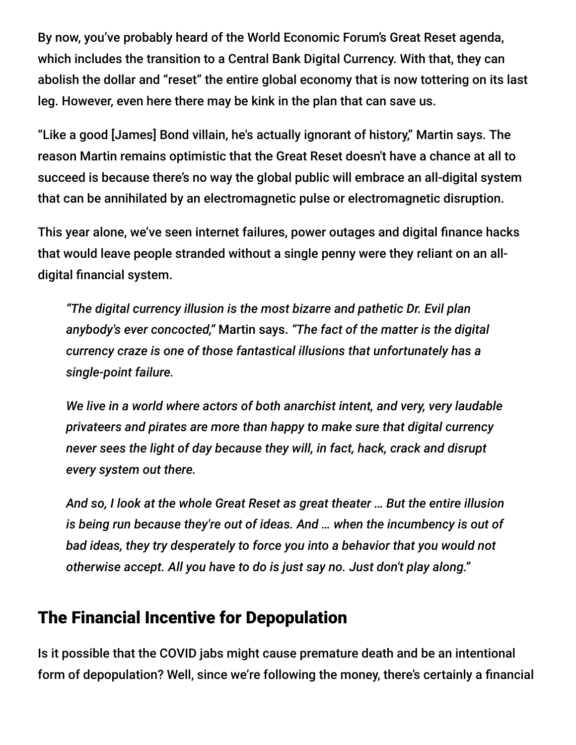By now, you've probably heard of the World Economic Forum's Great Reset agenda, which includes the transition to a Central Bank Digital Currency. With that, they can abolish the dollar and "reset" the entire global economy that is now tottering on its last leg. However, even here there may be kink in the plan that can save us.

"Like a good [James] Bond villain, he's actually ignorant of history," Martin says. The reason Martin remains optimistic that the Great Reset doesn't have a chance at all to succeed is because there's no way the global public will embrace an all-digital system that can be annihilated by an electromagnetic pulse or electromagnetic disruption.

This year alone, we've seen internet failures, power outages and digital finance hacks that would leave people stranded without a single penny were they reliant on an all-digital financial system.

> *"The digital currency illusion is the most bizarre and pathetic Dr. Evil plan anybody's ever concocted,"* Martin says. *"The fact of the matter is the digital currency craze is one of those fantastical illusions that unfortunately has a single-point failure.*
>
> *We live in a world where actors of both anarchist intent, and very, very laudable privateers and pirates are more than happy to make sure that digital currency never sees the light of day because they will, in fact, hack, crack and disrupt every system out there.*
>
> *And so, I look at the whole Great Reset as great theater … But the entire illusion is being run because they're out of ideas. And … when the incumbency is out of bad ideas, they try desperately to force you into a behavior that you would not otherwise accept. All you have to do is just say no. Just don't play along."*

## The Financial Incentive for Depopulation

Is it possible that the COVID jabs might cause premature death and be an intentional form of depopulation? Well, since we're following the money, there's certainly a financial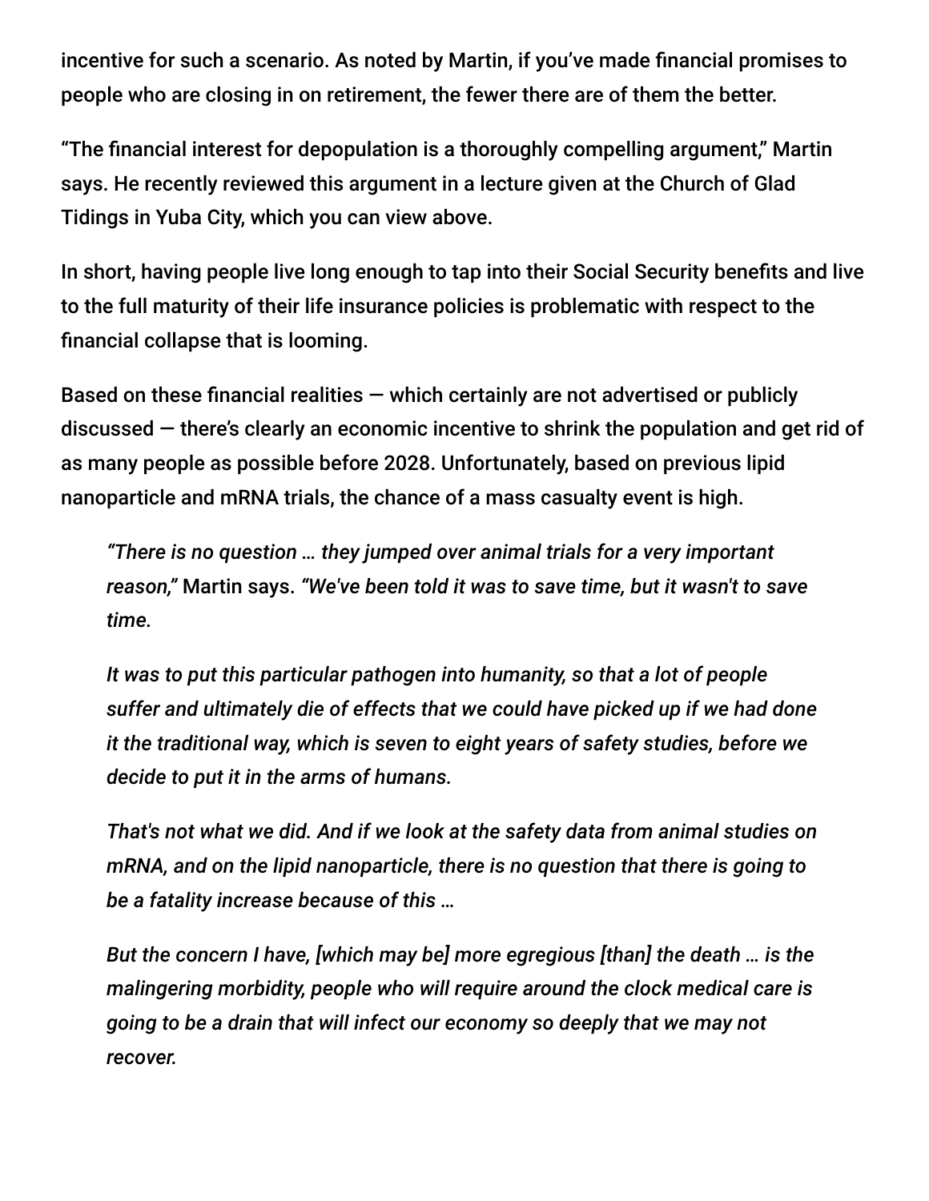incentive for such a scenario. As noted by Martin, if you've made financial promises to people who are closing in on retirement, the fewer there are of them the better.

"The financial interest for depopulation is a thoroughly compelling argument," Martin says. He recently reviewed this argument in a lecture given at the Church of Glad Tidings in Yuba City, which you can view above.

In short, having people live long enough to tap into their Social Security benefits and live to the full maturity of their life insurance policies is problematic with respect to the financial collapse that is looming.

Based on these financial realities — which certainly are not advertised or publicly discussed — there's clearly an economic incentive to shrink the population and get rid of as many people as possible before 2028. Unfortunately, based on previous lipid nanoparticle and mRNA trials, the chance of a mass casualty event is high.

> *"There is no question … they jumped over animal trials for a very important reason,"* Martin says. *"We've been told it was to save time, but it wasn't to save time.*
>
> *It was to put this particular pathogen into humanity, so that a lot of people suffer and ultimately die of effects that we could have picked up if we had done it the traditional way, which is seven to eight years of safety studies, before we decide to put it in the arms of humans.*
>
> *That's not what we did. And if we look at the safety data from animal studies on mRNA, and on the lipid nanoparticle, there is no question that there is going to be a fatality increase because of this …*
>
> *But the concern I have, [which may be] more egregious [than] the death … is the malingering morbidity, people who will require around the clock medical care is going to be a drain that will infect our economy so deeply that we may not recover.*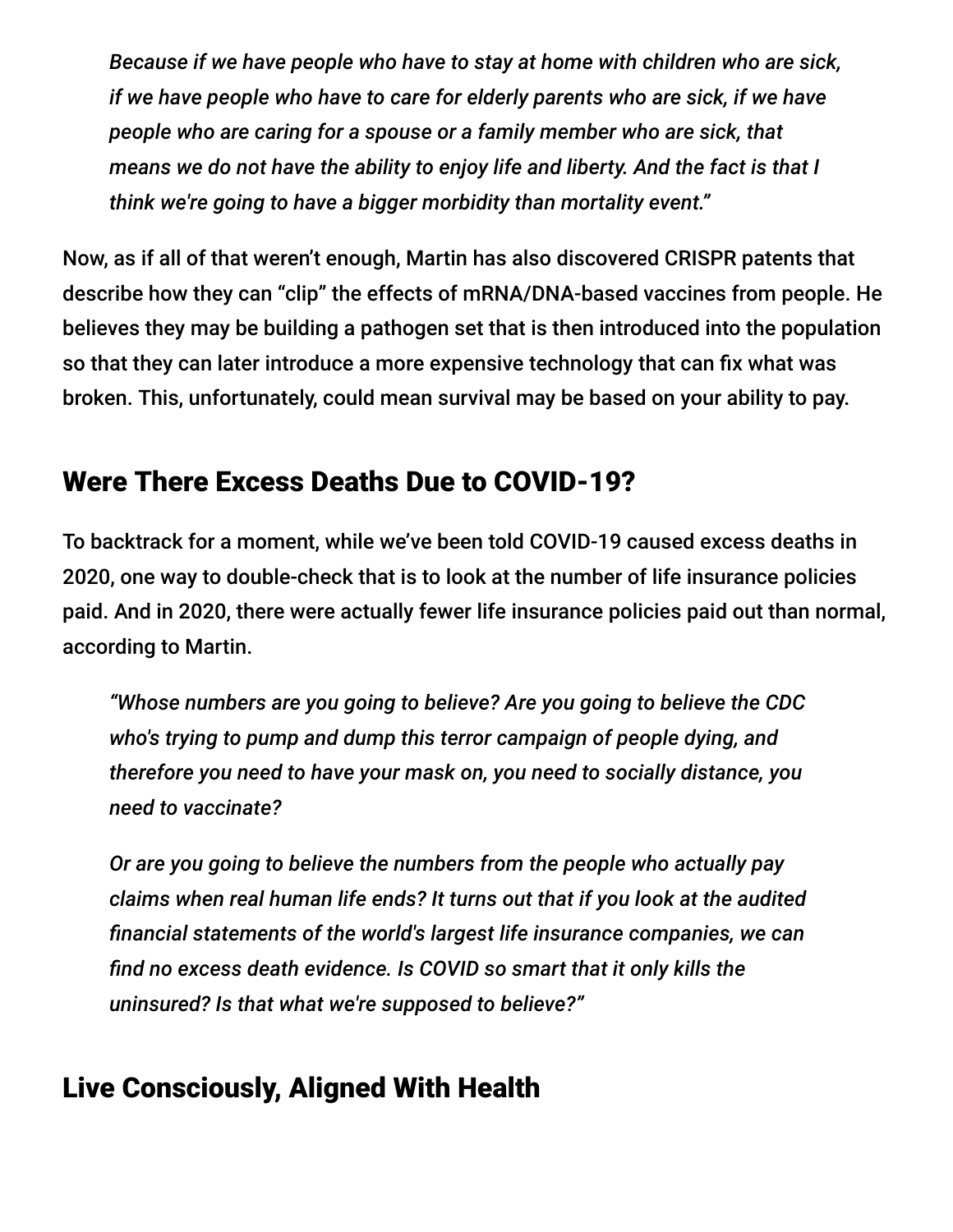> *Because if we have people who have to stay at home with children who are sick, if we have people who have to care for elderly parents who are sick, if we have people who are caring for a spouse or a family member who are sick, that means we do not have the ability to enjoy life and liberty. And the fact is that I think we're going to have a bigger morbidity than mortality event."*

Now, as if all of that weren't enough, Martin has also discovered CRISPR patents that describe how they can "clip" the effects of mRNA/DNA-based vaccines from people. He believes they may be building a pathogen set that is then introduced into the population so that they can later introduce a more expensive technology that can fix what was broken. This, unfortunately, could mean survival may be based on your ability to pay.

## Were There Excess Deaths Due to COVID-19?

To backtrack for a moment, while we've been told COVID-19 caused excess deaths in 2020, one way to double-check that is to look at the number of life insurance policies paid. And in 2020, there were actually fewer life insurance policies paid out than normal, according to Martin.

> *"Whose numbers are you going to believe? Are you going to believe the CDC who's trying to pump and dump this terror campaign of people dying, and therefore you need to have your mask on, you need to socially distance, you need to vaccinate?*
>
> *Or are you going to believe the numbers from the people who actually pay claims when real human life ends? It turns out that if you look at the audited financial statements of the world's largest life insurance companies, we can find no excess death evidence. Is COVID so smart that it only kills the uninsured? Is that what we're supposed to believe?"*

## Live Consciously, Aligned With Health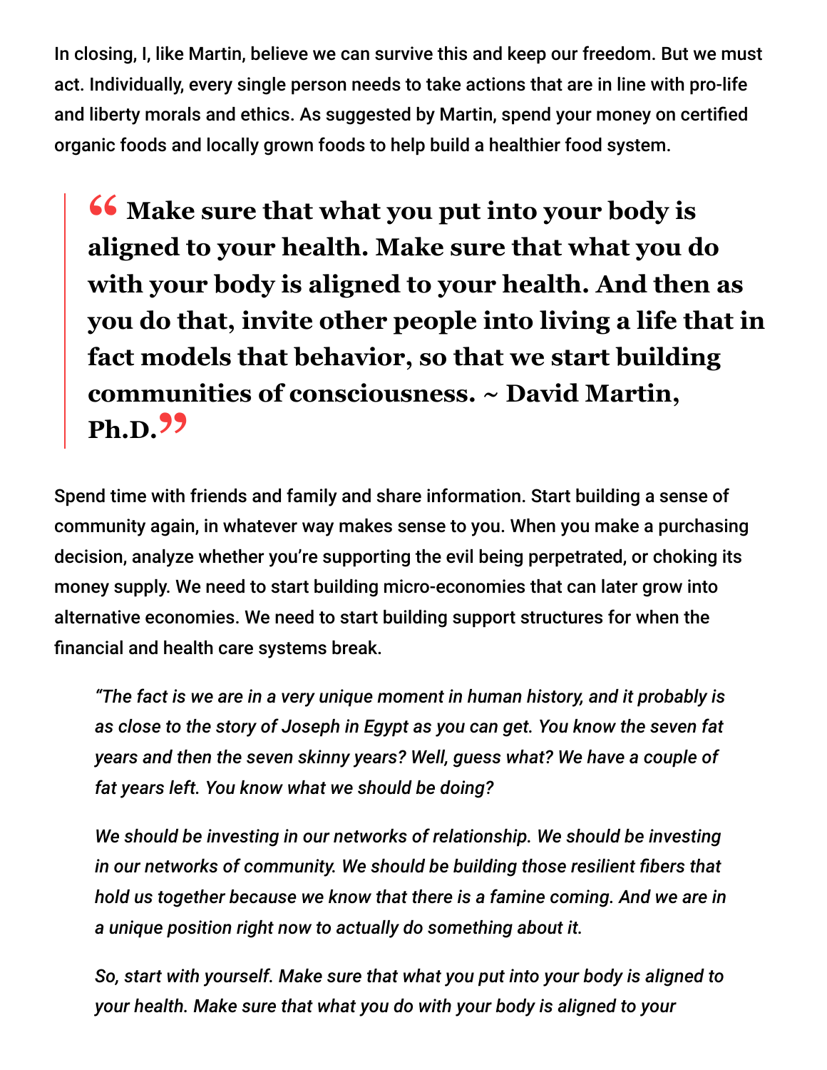In closing, I, like Martin, believe we can survive this and keep our freedom. But we must act. Individually, every single person needs to take actions that are in line with pro-life and liberty morals and ethics. As suggested by Martin, spend your money on certified organic foods and locally grown foods to help build a healthier food system.

> **"Make sure that what you put into your body is aligned to your health. Make sure that what you do with your body is aligned to your health. And then as you do that, invite other people into living a life that in fact models that behavior, so that we start building communities of consciousness. ~ David Martin, Ph.D."**

Spend time with friends and family and share information. Start building a sense of community again, in whatever way makes sense to you. When you make a purchasing decision, analyze whether you're supporting the evil being perpetrated, or choking its money supply. We need to start building micro-economies that can later grow into alternative economies. We need to start building support structures for when the financial and health care systems break.

> *"The fact is we are in a very unique moment in human history, and it probably is as close to the story of Joseph in Egypt as you can get. You know the seven fat years and then the seven skinny years? Well, guess what? We have a couple of fat years left. You know what we should be doing?*
>
> *We should be investing in our networks of relationship. We should be investing in our networks of community. We should be building those resilient fibers that hold us together because we know that there is a famine coming. And we are in a unique position right now to actually do something about it.*
>
> *So, start with yourself. Make sure that what you put into your body is aligned to your health. Make sure that what you do with your body is aligned to your*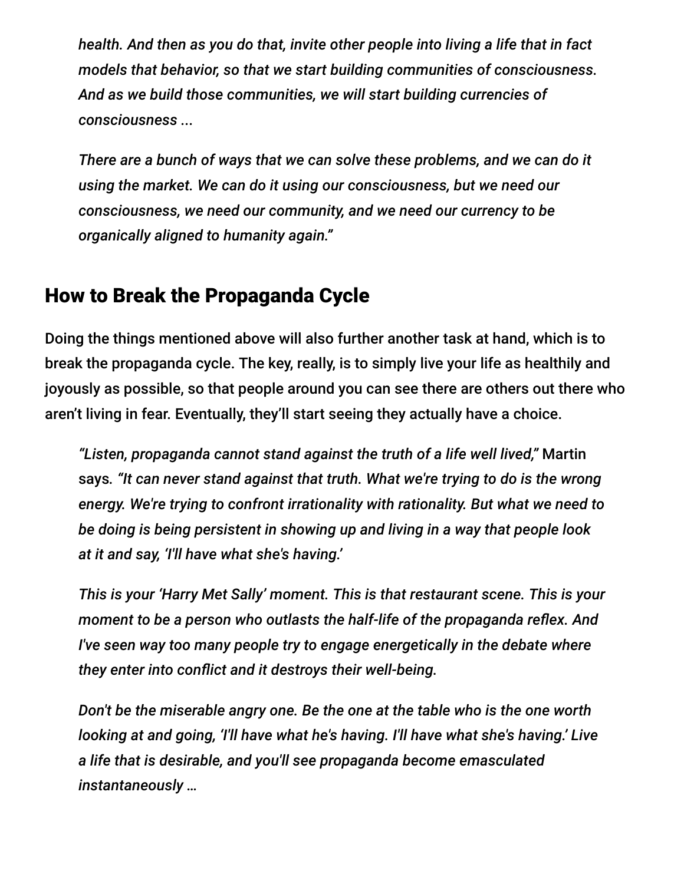> *health. And then as you do that, invite other people into living a life that in fact models that behavior, so that we start building communities of consciousness. And as we build those communities, we will start building currencies of consciousness ...*
>
> *There are a bunch of ways that we can solve these problems, and we can do it using the market. We can do it using our consciousness, but we need our consciousness, we need our community, and we need our currency to be organically aligned to humanity again."*

## How to Break the Propaganda Cycle

Doing the things mentioned above will also further another task at hand, which is to break the propaganda cycle. The key, really, is to simply live your life as healthily and joyously as possible, so that people around you can see there are others out there who aren't living in fear. Eventually, they'll start seeing they actually have a choice.

> *"Listen, propaganda cannot stand against the truth of a life well lived,"* Martin says. *"It can never stand against that truth. What we're trying to do is the wrong energy. We're trying to confront irrationality with rationality. But what we need to be doing is being persistent in showing up and living in a way that people look at it and say, 'I'll have what she's having.'*
>
> *This is your 'Harry Met Sally' moment. This is that restaurant scene. This is your moment to be a person who outlasts the half-life of the propaganda reflex. And I've seen way too many people try to engage energetically in the debate where they enter into conflict and it destroys their well-being.*
>
> *Don't be the miserable angry one. Be the one at the table who is the one worth looking at and going, 'I'll have what he's having. I'll have what she's having.' Live a life that is desirable, and you'll see propaganda become emasculated instantaneously …*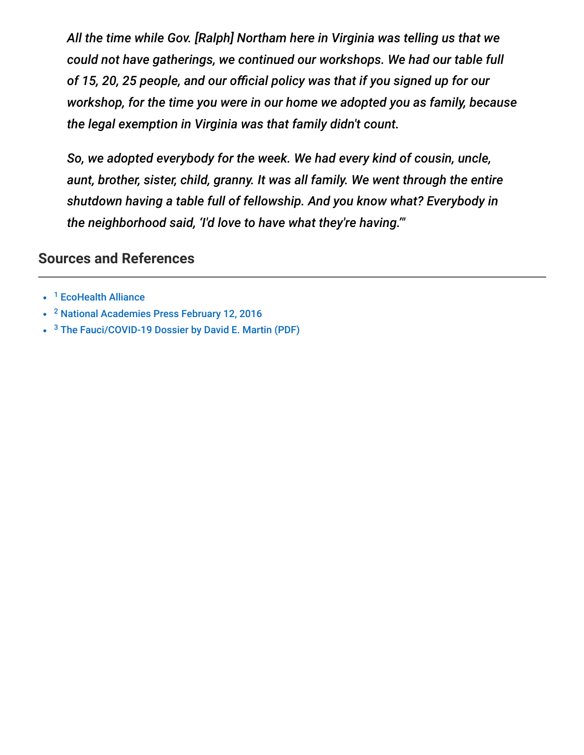> *All the time while Gov. [Ralph] Northam here in Virginia was telling us that we could not have gatherings, we continued our workshops. We had our table full of 15, 20, 25 people, and our official policy was that if you signed up for our workshop, for the time you were in our home we adopted you as family, because the legal exemption in Virginia was that family didn't count.*
>
> *So, we adopted everybody for the week. We had every kind of cousin, uncle, aunt, brother, sister, child, granny. It was all family. We went through the entire shutdown having a table full of fellowship. And you know what? Everybody in the neighborhood said, 'I'd love to have what they're having.'"*

## Sources and References

- [1] EcoHealth Alliance
- [2] National Academies Press February 12, 2016
- [3] The Fauci/COVID-19 Dossier by David E. Martin (PDF)